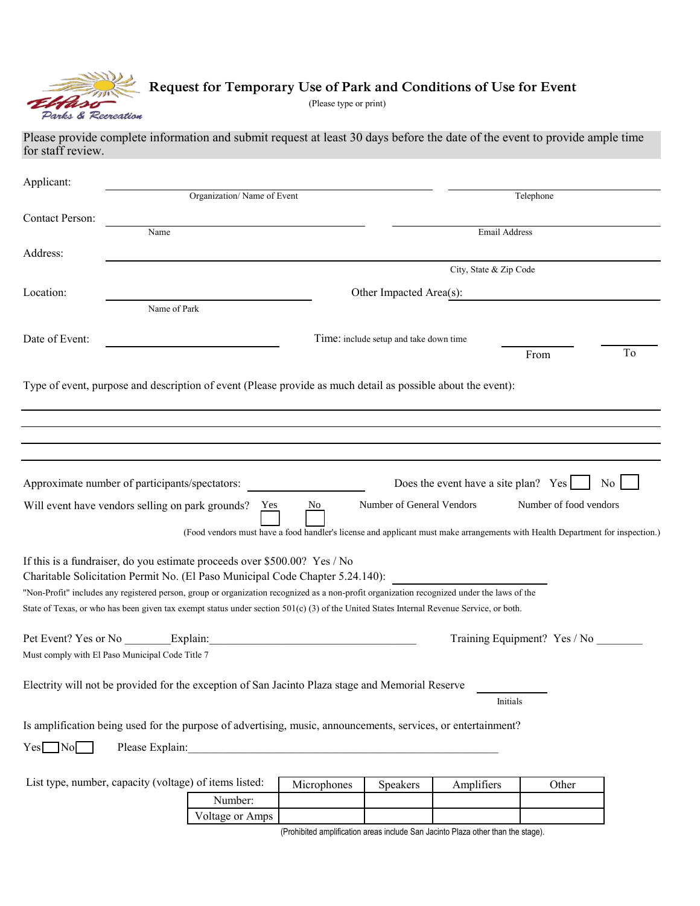# Request for Temporary Use of Park and Conditions of Use for Event

(Please type or print)

Please provide complete information and submit request at least 30 days before the date of the event to provide ample time for staff review.

Applicant: ______________________________ ______________________________
Organization/ Name of Event — Telephone

Contact Person: ______________________________ ______________________________
Name — Email Address

Address: ____________________________________________________________
City, State & Zip Code

Location: ______________________________ Other Impacted Area(s): ______________________________
Name of Park

Date of Event: ______________________________ Time: include setup and take down time ________ From ________ To

Type of event, purpose and description of event (Please provide as much detail as possible about the event):

____________________________________________________________

____________________________________________________________

____________________________________________________________

Approximate number of participants/spectators: ____________________ Does the event have a site plan? Yes ☐ No ☐

Will event have vendors selling on park grounds? Yes ☐ No ☐ Number of General Vendors ________ Number of food vendors ________

(Food vendors must have a food handler's license and applicant must make arrangements with Health Department for inspection.)

If this is a fundraiser, do you estimate proceeds over $500.00? Yes / No
Charitable Solicitation Permit No. (El Paso Municipal Code Chapter 5.24.140): ____________________

"Non-Profit" includes any registered person, group or organization recognized as a non-profit organization recognized under the laws of the State of Texas, or who has been given tax exempt status under section 501(c) (3) of the United States Internal Revenue Service, or both.

Pet Event? Yes or No ________ Explain: ______________________________ Training Equipment? Yes / No ________
Must comply with El Paso Municipal Code Title 7

Electrity will not be provided for the exception of San Jacinto Plaza stage and Memorial Reserve ________
Initials

Is amplification being used for the purpose of advertising, music, announcements, services, or entertainment?

Yes ☐ No ☐ Please Explain: ____________________________________________________________

List type, number, capacity (voltage) of items listed:

| | Microphones | Speakers | Amplifiers | Other |
|---|---|---|---|---|
| Number: | | | | |
| Voltage or Amps | | | | |

(Prohibited amplification areas include San Jacinto Plaza other than the stage).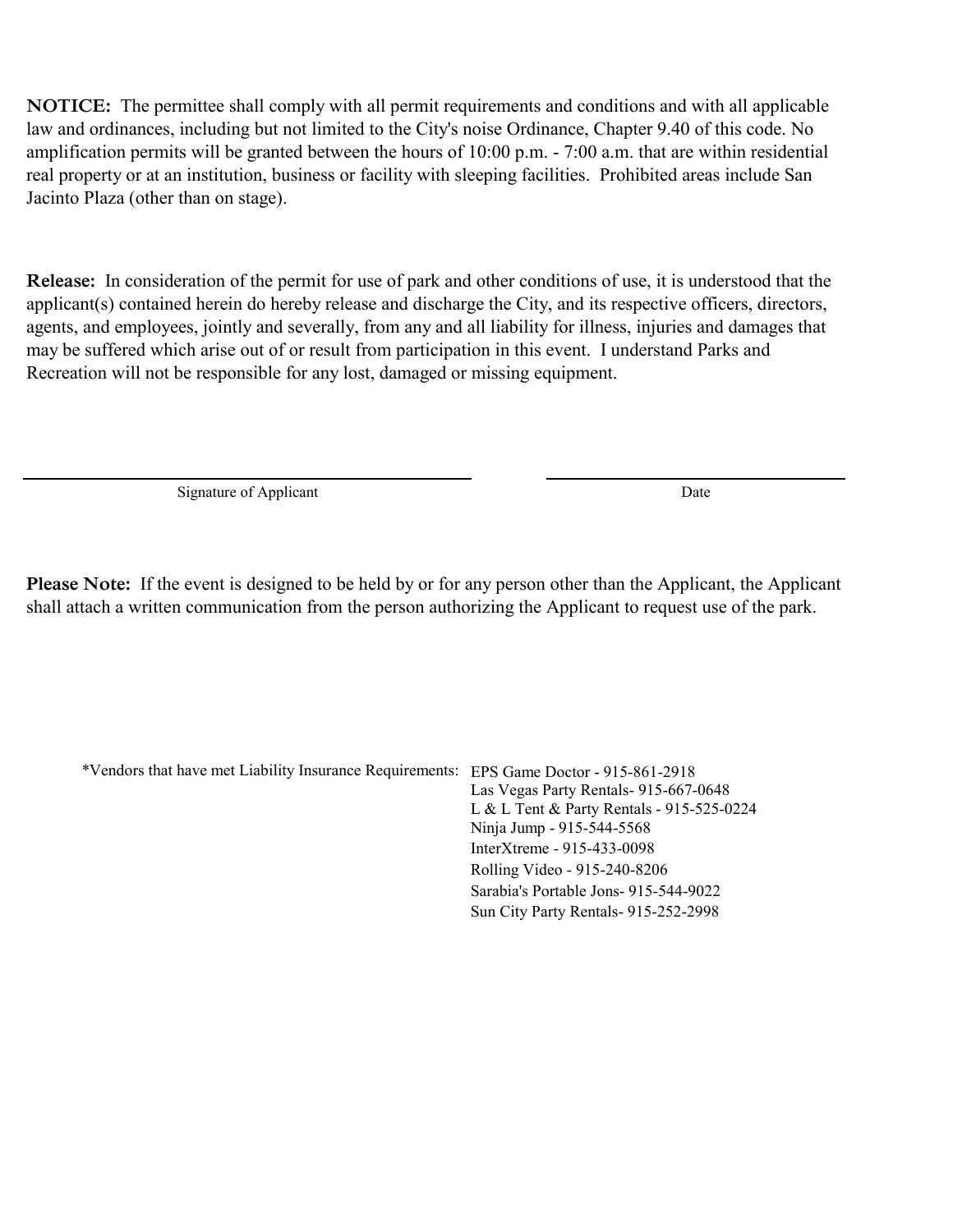**NOTICE:** The permittee shall comply with all permit requirements and conditions and with all applicable law and ordinances, including but not limited to the City's noise Ordinance, Chapter 9.40 of this code. No amplification permits will be granted between the hours of 10:00 p.m. - 7:00 a.m. that are within residential real property or at an institution, business or facility with sleeping facilities. Prohibited areas include San Jacinto Plaza (other than on stage).

**Release:** In consideration of the permit for use of park and other conditions of use, it is understood that the applicant(s) contained herein do hereby release and discharge the City, and its respective officers, directors, agents, and employees, jointly and severally, from any and all liability for illness, injuries and damages that may be suffered which arise out of or result from participation in this event. I understand Parks and Recreation will not be responsible for any lost, damaged or missing equipment.

\_\_\_\_\_\_\_\_\_\_\_\_\_\_\_\_\_\_\_\_\_\_\_\_\_\_\_\_\_\_ Signature of Applicant

\_\_\_\_\_\_\_\_\_\_\_\_\_\_\_\_\_\_\_\_ Date

**Please Note:** If the event is designed to be held by or for any person other than the Applicant, the Applicant shall attach a written communication from the person authorizing the Applicant to request use of the park.

*Vendors that have met Liability Insurance Requirements:

- EPS Game Doctor - 915-861-2918
- Las Vegas Party Rentals- 915-667-0648
- L & L Tent & Party Rentals - 915-525-0224
- Ninja Jump - 915-544-5568
- InterXtreme - 915-433-0098
- Rolling Video - 915-240-8206
- Sarabia's Portable Jons- 915-544-9022
- Sun City Party Rentals- 915-252-2998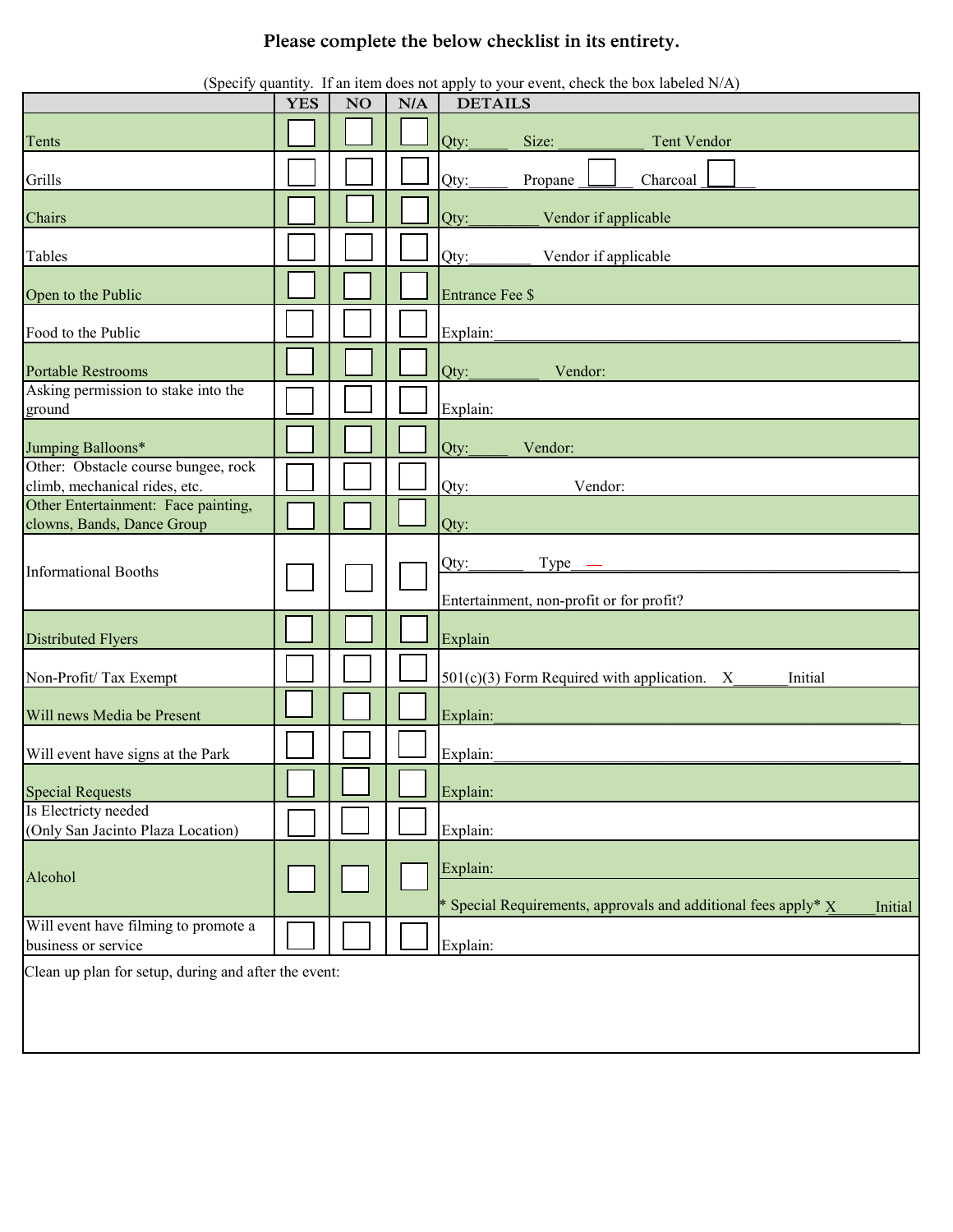**Please complete the below checklist in its entirety.**

(Specify quantity. If an item does not apply to your event, check the box labeled N/A)

| | YES | NO | N/A | DETAILS |
|---|---|---|---|---|
| Tents | ☐ | ☐ | ☐ | Qty:_____ Size: ___________ Tent Vendor |
| Grills | ☐ | ☐ | ☐ | Qty:_____ Propane ☐ Charcoal ☐ |
| Chairs | ☐ | ☐ | ☐ | Qty:_________ Vendor if applicable |
| Tables | ☐ | ☐ | ☐ | Qty:________ Vendor if applicable |
| Open to the Public | ☐ | ☐ | ☐ | Entrance Fee $ |
| Food to the Public | ☐ | ☐ | ☐ | Explain:_______________________________________________ |
| Portable Restrooms | ☐ | ☐ | ☐ | Qty:_________ Vendor: |
| Asking permission to stake into the ground | ☐ | ☐ | ☐ | Explain: |
| Jumping Balloons* | ☐ | ☐ | ☐ | Qty:_____ Vendor: |
| Other: Obstacle course bungee, rock climb, mechanical rides, etc. | ☐ | ☐ | ☐ | Qty: Vendor: |
| Other Entertainment: Face painting, clowns, Bands, Dance Group | ☐ | ☐ | ☐ | Qty: |
| Informational Booths | ☐ | ☐ | ☐ | Qty:_______ Type___________________________________ Entertainment, non-profit or for profit? |
| Distributed Flyers | ☐ | ☐ | ☐ | Explain |
| Non-Profit/ Tax Exempt | ☐ | ☐ | ☐ | 501(c)(3) Form Required with application. X_______Initial |
| Will news Media be Present | ☐ | ☐ | ☐ | Explain:_______________________________________________ |
| Will event have signs at the Park | ☐ | ☐ | ☐ | Explain:_______________________________________________ |
| Special Requests | ☐ | ☐ | ☐ | Explain: |
| Is Electricty needed (Only San Jacinto Plaza Location) | ☐ | ☐ | ☐ | Explain: |
| Alcohol | ☐ | ☐ | ☐ | Explain: * Special Requirements, approvals and additional fees apply* X_____Initial |
| Will event have filming to promote a business or service | ☐ | ☐ | ☐ | Explain: |

Clean up plan for setup, during and after the event: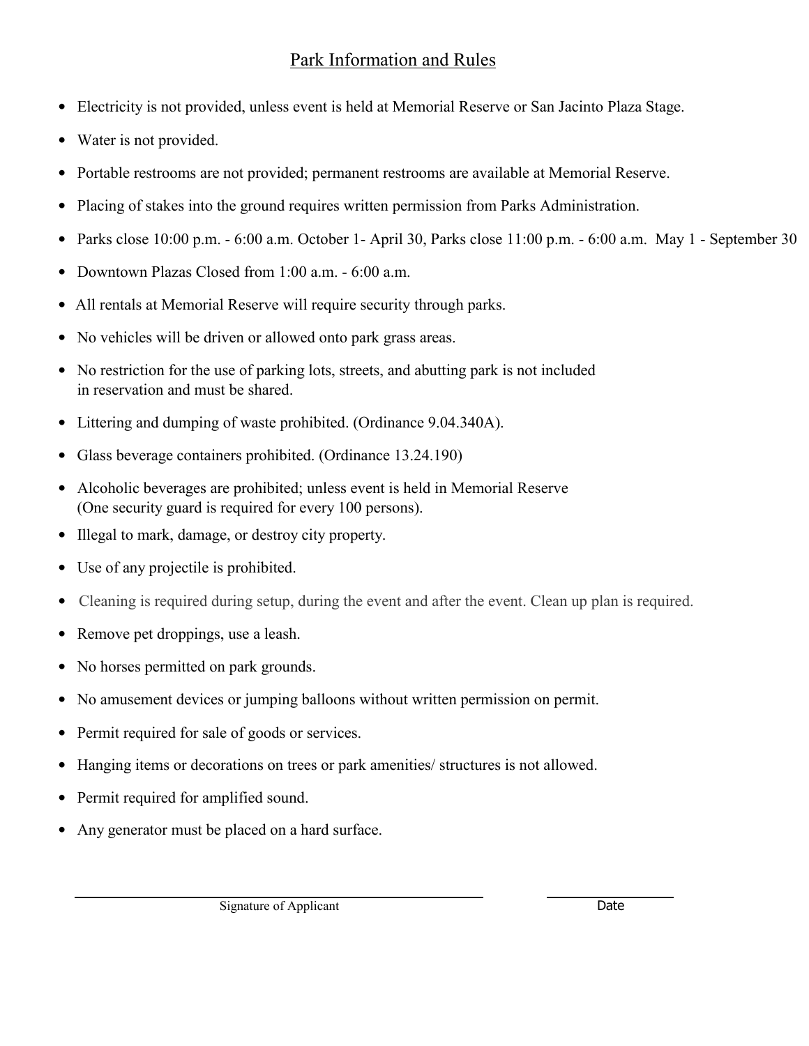## Park Information and Rules

- Electricity is not provided, unless event is held at Memorial Reserve or San Jacinto Plaza Stage.
- Water is not provided.
- Portable restrooms are not provided; permanent restrooms are available at Memorial Reserve.
- Placing of stakes into the ground requires written permission from Parks Administration.
- Parks close 10:00 p.m. - 6:00 a.m. October 1- April 30, Parks close 11:00 p.m. - 6:00 a.m. May 1 - September 30
- Downtown Plazas Closed from 1:00 a.m. - 6:00 a.m.
- All rentals at Memorial Reserve will require security through parks.
- No vehicles will be driven or allowed onto park grass areas.
- No restriction for the use of parking lots, streets, and abutting park is not included in reservation and must be shared.
- Littering and dumping of waste prohibited. (Ordinance 9.04.340A).
- Glass beverage containers prohibited. (Ordinance 13.24.190)
- Alcoholic beverages are prohibited; unless event is held in Memorial Reserve (One security guard is required for every 100 persons).
- Illegal to mark, damage, or destroy city property.
- Use of any projectile is prohibited.
- Cleaning is required during setup, during the event and after the event. Clean up plan is required.
- Remove pet droppings, use a leash.
- No horses permitted on park grounds.
- No amusement devices or jumping balloons without written permission on permit.
- Permit required for sale of goods or services.
- Hanging items or decorations on trees or park amenities/ structures is not allowed.
- Permit required for amplified sound.
- Any generator must be placed on a hard surface.

Signature of Applicant ____________________ Date ____________